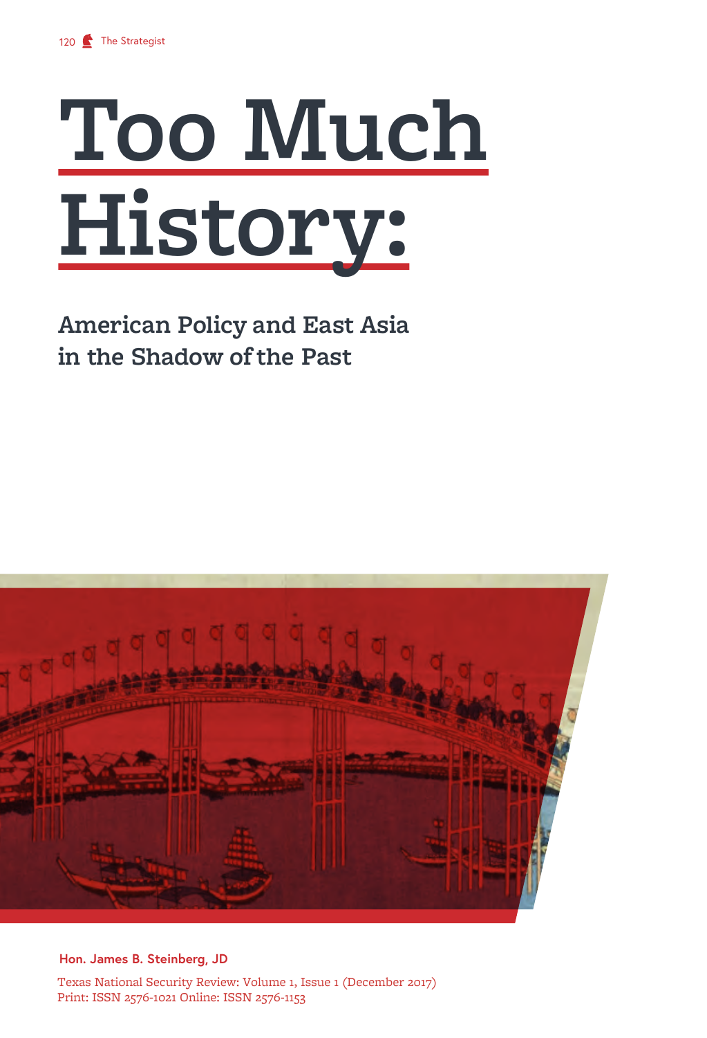# Too Much History:

## American Policy and East Asia in the Shadow of the Past

**Hon. James B. Steinberg, JD**

Texas National Security Review: Volume 1, Issue 1 (December 2017)
Print: ISSN 2576-1021 Online: ISSN 2576-1153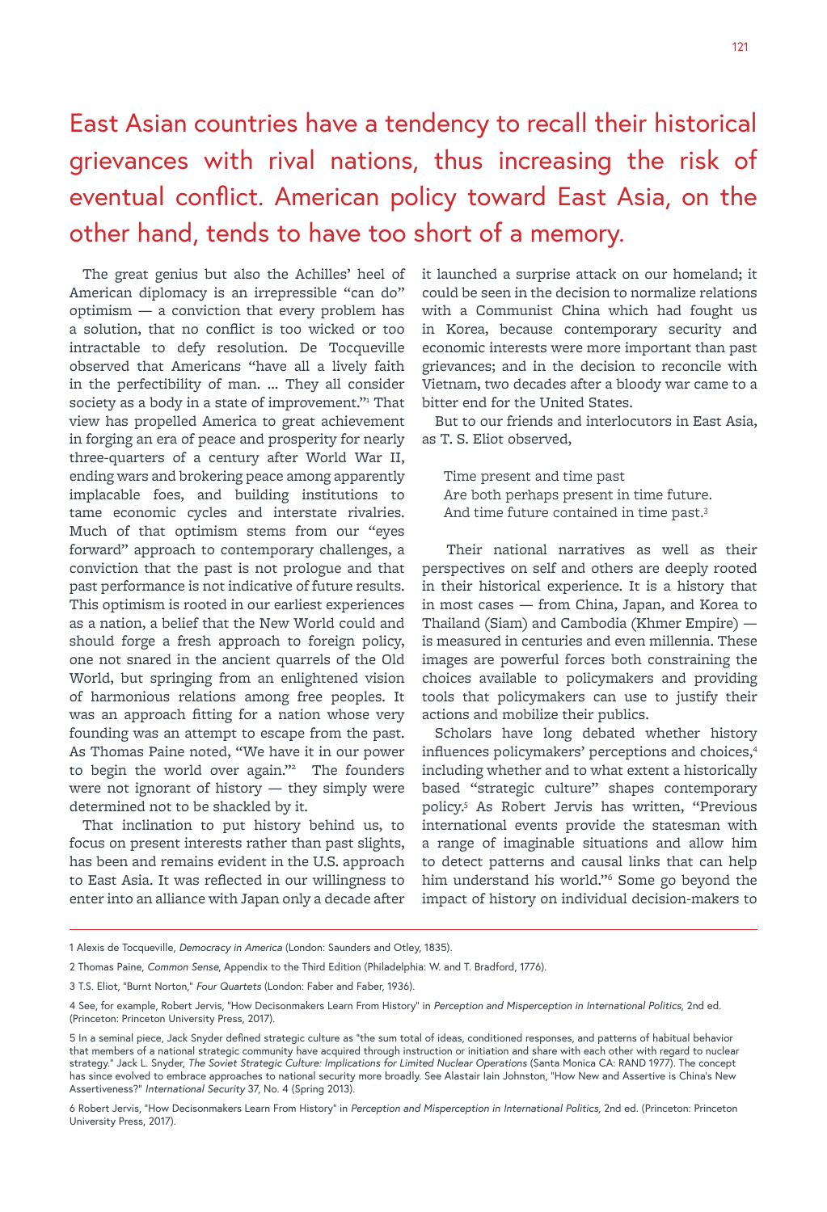East Asian countries have a tendency to recall their historical grievances with rival nations, thus increasing the risk of eventual conflict. American policy toward East Asia, on the other hand, tends to have too short of a memory.

The great genius but also the Achilles' heel of American diplomacy is an irrepressible "can do" optimism — a conviction that every problem has a solution, that no conflict is too wicked or too intractable to defy resolution. De Tocqueville observed that Americans "have all a lively faith in the perfectibility of man. ... They all consider society as a body in a state of improvement."[1] That view has propelled America to great achievement in forging an era of peace and prosperity for nearly three-quarters of a century after World War II, ending wars and brokering peace among apparently implacable foes, and building institutions to tame economic cycles and interstate rivalries. Much of that optimism stems from our "eyes forward" approach to contemporary challenges, a conviction that the past is not prologue and that past performance is not indicative of future results. This optimism is rooted in our earliest experiences as a nation, a belief that the New World could and should forge a fresh approach to foreign policy, one not snared in the ancient quarrels of the Old World, but springing from an enlightened vision of harmonious relations among free peoples. It was an approach fitting for a nation whose very founding was an attempt to escape from the past. As Thomas Paine noted, "We have it in our power to begin the world over again."[2] The founders were not ignorant of history — they simply were determined not to be shackled by it.

That inclination to put history behind us, to focus on present interests rather than past slights, has been and remains evident in the U.S. approach to East Asia. It was reflected in our willingness to enter into an alliance with Japan only a decade after it launched a surprise attack on our homeland; it could be seen in the decision to normalize relations with a Communist China which had fought us in Korea, because contemporary security and economic interests were more important than past grievances; and in the decision to reconcile with Vietnam, two decades after a bloody war came to a bitter end for the United States.

But to our friends and interlocutors in East Asia, as T. S. Eliot observed,

> Time present and time past
> Are both perhaps present in time future.
> And time future contained in time past.[3]

Their national narratives as well as their perspectives on self and others are deeply rooted in their historical experience. It is a history that in most cases — from China, Japan, and Korea to Thailand (Siam) and Cambodia (Khmer Empire) — is measured in centuries and even millennia. These images are powerful forces both constraining the choices available to policymakers and providing tools that policymakers can use to justify their actions and mobilize their publics.

Scholars have long debated whether history influences policymakers' perceptions and choices,[4] including whether and to what extent a historically based "strategic culture" shapes contemporary policy.[5] As Robert Jervis has written, "Previous international events provide the statesman with a range of imaginable situations and allow him to detect patterns and causal links that can help him understand his world."[6] Some go beyond the impact of history on individual decision-makers to

---

1 Alexis de Tocqueville, *Democracy in America* (London: Saunders and Otley, 1835).

2 Thomas Paine, *Common Sense*, Appendix to the Third Edition (Philadelphia: W. and T. Bradford, 1776).

3 T.S. Eliot, "Burnt Norton," *Four Quartets* (London: Faber and Faber, 1936).

4 See, for example, Robert Jervis, "How Decisonmakers Learn From History" in *Perception and Misperception in International Politics,* 2nd ed. (Princeton: Princeton University Press, 2017).

5 In a seminal piece, Jack Snyder defined strategic culture as "the sum total of ideas, conditioned responses, and patterns of habitual behavior that members of a national strategic community have acquired through instruction or initiation and share with each other with regard to nuclear strategy." Jack L. Snyder, *The Soviet Strategic Culture: Implications for Limited Nuclear Operations* (Santa Monica CA: RAND 1977). The concept has since evolved to embrace approaches to national security more broadly. See Alastair Iain Johnston, "How New and Assertive is China's New Assertiveness?" *International Security* 37, No. 4 (Spring 2013).

6 Robert Jervis, "How Decisonmakers Learn From History" in *Perception and Misperception in International Politics,* 2nd ed. (Princeton: Princeton University Press, 2017).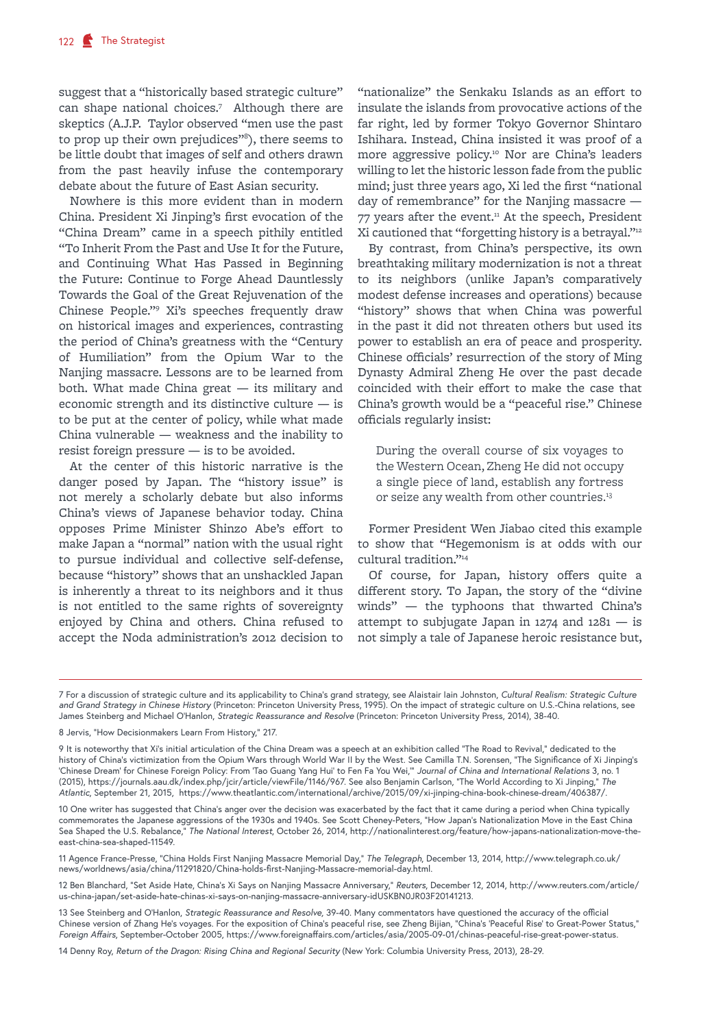suggest that a "historically based strategic culture" can shape national choices.[7] Although there are skeptics (A.J.P. Taylor observed "men use the past to prop up their own prejudices"[8]), there seems to be little doubt that images of self and others drawn from the past heavily infuse the contemporary debate about the future of East Asian security.

Nowhere is this more evident than in modern China. President Xi Jinping's first evocation of the "China Dream" came in a speech pithily entitled "To Inherit From the Past and Use It for the Future, and Continuing What Has Passed in Beginning the Future: Continue to Forge Ahead Dauntlessly Towards the Goal of the Great Rejuvenation of the Chinese People."[9] Xi's speeches frequently draw on historical images and experiences, contrasting the period of China's greatness with the "Century of Humiliation" from the Opium War to the Nanjing massacre. Lessons are to be learned from both. What made China great — its military and economic strength and its distinctive culture — is to be put at the center of policy, while what made China vulnerable — weakness and the inability to resist foreign pressure — is to be avoided.

At the center of this historic narrative is the danger posed by Japan. The "history issue" is not merely a scholarly debate but also informs China's views of Japanese behavior today. China opposes Prime Minister Shinzo Abe's effort to make Japan a "normal" nation with the usual right to pursue individual and collective self-defense, because "history" shows that an unshackled Japan is inherently a threat to its neighbors and it thus is not entitled to the same rights of sovereignty enjoyed by China and others. China refused to accept the Noda administration's 2012 decision to "nationalize" the Senkaku Islands as an effort to insulate the islands from provocative actions of the far right, led by former Tokyo Governor Shintaro Ishihara. Instead, China insisted it was proof of a more aggressive policy.[10] Nor are China's leaders willing to let the historic lesson fade from the public mind; just three years ago, Xi led the first "national day of remembrance" for the Nanjing massacre — 77 years after the event.[11] At the speech, President Xi cautioned that "forgetting history is a betrayal."[12]

By contrast, from China's perspective, its own breathtaking military modernization is not a threat to its neighbors (unlike Japan's comparatively modest defense increases and operations) because "history" shows that when China was powerful in the past it did not threaten others but used its power to establish an era of peace and prosperity. Chinese officials' resurrection of the story of Ming Dynasty Admiral Zheng He over the past decade coincided with their effort to make the case that China's growth would be a "peaceful rise." Chinese officials regularly insist:

> During the overall course of six voyages to the Western Ocean, Zheng He did not occupy a single piece of land, establish any fortress or seize any wealth from other countries.[13]

Former President Wen Jiabao cited this example to show that "Hegemonism is at odds with our cultural tradition."[14]

Of course, for Japan, history offers quite a different story. To Japan, the story of the "divine winds" — the typhoons that thwarted China's attempt to subjugate Japan in 1274 and 1281 — is not simply a tale of Japanese heroic resistance but,

---

7 For a discussion of strategic culture and its applicability to China's grand strategy, see Alaistair Iain Johnston, *Cultural Realism: Strategic Culture and Grand Strategy in Chinese History* (Princeton: Princeton University Press, 1995). On the impact of strategic culture on U.S.-China relations, see James Steinberg and Michael O'Hanlon, *Strategic Reassurance and Resolve* (Princeton: Princeton University Press, 2014), 38-40.

8 Jervis, "How Decisionmakers Learn From History," 217.

9 It is noteworthy that Xi's initial articulation of the China Dream was a speech at an exhibition called "The Road to Revival," dedicated to the history of China's victimization from the Opium Wars through World War II by the West. See Camilla T.N. Sorensen, "The Significance of Xi Jinping's 'Chinese Dream' for Chinese Foreign Policy: From 'Tao Guang Yang Hui' to Fen Fa You Wei,'" *Journal of China and International Relations* 3, no. 1 (2015), https://journals.aau.dk/index.php/jcir/article/viewFile/1146/967. See also Benjamin Carlson, "The World According to Xi Jinping," *The Atlantic*, September 21, 2015, https://www.theatlantic.com/international/archive/2015/09/xi-jinping-china-book-chinese-dream/406387/.

10 One writer has suggested that China's anger over the decision was exacerbated by the fact that it came during a period when China typically commemorates the Japanese aggressions of the 1930s and 1940s. See Scott Cheney-Peters, "How Japan's Nationalization Move in the East China Sea Shaped the U.S. Rebalance," *The National Interest*, October 26, 2014, http://nationalinterest.org/feature/how-japans-nationalization-move-the-east-china-sea-shaped-11549.

11 Agence France-Presse, "China Holds First Nanjing Massacre Memorial Day," *The Telegraph*, December 13, 2014, http://www.telegraph.co.uk/news/worldnews/asia/china/11291820/China-holds-first-Nanjing-Massacre-memorial-day.html.

12 Ben Blanchard, "Set Aside Hate, China's Xi Says on Nanjing Massacre Anniversary," *Reuters*, December 12, 2014, http://www.reuters.com/article/us-china-japan/set-aside-hate-chinas-xi-says-on-nanjing-massacre-anniversary-idUSKBN0JR03F20141213.

13 See Steinberg and O'Hanlon, *Strategic Reassurance and Resolve,* 39-40. Many commentators have questioned the accuracy of the official Chinese version of Zhang He's voyages. For the exposition of China's peaceful rise, see Zheng Bijian, "China's 'Peaceful Rise' to Great-Power Status," *Foreign Affairs*, September-October 2005, https://www.foreignaffairs.com/articles/asia/2005-09-01/chinas-peaceful-rise-great-power-status.

14 Denny Roy, *Return of the Dragon: Rising China and Regional Security* (New York: Columbia University Press, 2013), 28-29.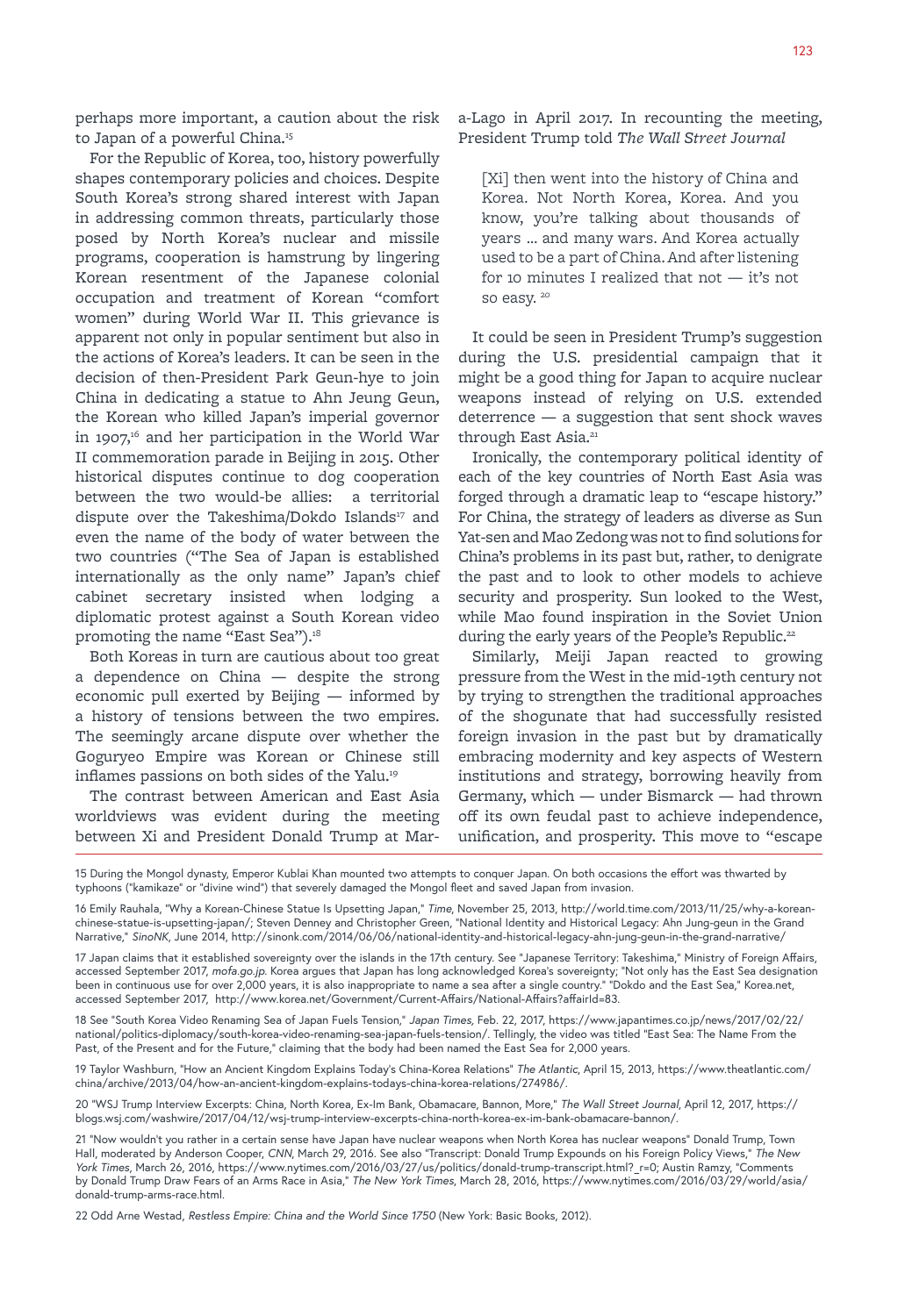perhaps more important, a caution about the risk to Japan of a powerful China.[15]

For the Republic of Korea, too, history powerfully shapes contemporary policies and choices. Despite South Korea's strong shared interest with Japan in addressing common threats, particularly those posed by North Korea's nuclear and missile programs, cooperation is hamstrung by lingering Korean resentment of the Japanese colonial occupation and treatment of Korean "comfort women" during World War II. This grievance is apparent not only in popular sentiment but also in the actions of Korea's leaders. It can be seen in the decision of then-President Park Geun-hye to join China in dedicating a statue to Ahn Jeung Geun, the Korean who killed Japan's imperial governor in 1907,[16] and her participation in the World War II commemoration parade in Beijing in 2015. Other historical disputes continue to dog cooperation between the two would-be allies: a territorial dispute over the Takeshima/Dokdo Islands[17] and even the name of the body of water between the two countries ("The Sea of Japan is established internationally as the only name" Japan's chief cabinet secretary insisted when lodging a diplomatic protest against a South Korean video promoting the name "East Sea").[18]

Both Koreas in turn are cautious about too great a dependence on China — despite the strong economic pull exerted by Beijing — informed by a history of tensions between the two empires. The seemingly arcane dispute over whether the Goguryeo Empire was Korean or Chinese still inflames passions on both sides of the Yalu.[19]

The contrast between American and East Asia worldviews was evident during the meeting between Xi and President Donald Trump at Mar-a-Lago in April 2017. In recounting the meeting, President Trump told *The Wall Street Journal*

> [Xi] then went into the history of China and Korea. Not North Korea, Korea. And you know, you're talking about thousands of years ... and many wars. And Korea actually used to be a part of China. And after listening for 10 minutes I realized that not — it's not so easy. [20]

It could be seen in President Trump's suggestion during the U.S. presidential campaign that it might be a good thing for Japan to acquire nuclear weapons instead of relying on U.S. extended deterrence — a suggestion that sent shock waves through East Asia.[21]

Ironically, the contemporary political identity of each of the key countries of North East Asia was forged through a dramatic leap to "escape history." For China, the strategy of leaders as diverse as Sun Yat-sen and Mao Zedong was not to find solutions for China's problems in its past but, rather, to denigrate the past and to look to other models to achieve security and prosperity. Sun looked to the West, while Mao found inspiration in the Soviet Union during the early years of the People's Republic.[22]

Similarly, Meiji Japan reacted to growing pressure from the West in the mid-19th century not by trying to strengthen the traditional approaches of the shogunate that had successfully resisted foreign invasion in the past but by dramatically embracing modernity and key aspects of Western institutions and strategy, borrowing heavily from Germany, which — under Bismarck — had thrown off its own feudal past to achieve independence, unification, and prosperity. This move to "escape

---

15 During the Mongol dynasty, Emperor Kublai Khan mounted two attempts to conquer Japan. On both occasions the effort was thwarted by typhoons ("kamikaze" or "divine wind") that severely damaged the Mongol fleet and saved Japan from invasion.

16 Emily Rauhala, "Why a Korean-Chinese Statue Is Upsetting Japan," *Time*, November 25, 2013, http://world.time.com/2013/11/25/why-a-korean-chinese-statue-is-upsetting-japan/; Steven Denney and Christopher Green, "National Identity and Historical Legacy: Ahn Jung-geun in the Grand Narrative," *SinoNK*, June 2014, http://sinonk.com/2014/06/06/national-identity-and-historical-legacy-ahn-jung-geun-in-the-grand-narrative/

17 Japan claims that it established sovereignty over the islands in the 17th century. See "Japanese Territory: Takeshima," Ministry of Foreign Affairs, accessed September 2017, *mofa.go.jp*. Korea argues that Japan has long acknowledged Korea's sovereignty; "Not only has the East Sea designation been in continuous use for over 2,000 years, it is also inappropriate to name a sea after a single country." "Dokdo and the East Sea," Korea.net, accessed September 2017, http://www.korea.net/Government/Current-Affairs/National-Affairs?affairId=83.

18 See "South Korea Video Renaming Sea of Japan Fuels Tension," *Japan Times*, Feb. 22, 2017, https://www.japantimes.co.jp/news/2017/02/22/national/politics-diplomacy/south-korea-video-renaming-sea-japan-fuels-tension/. Tellingly, the video was titled "East Sea: The Name From the Past, of the Present and for the Future," claiming that the body had been named the East Sea for 2,000 years.

19 Taylor Washburn, "How an Ancient Kingdom Explains Today's China-Korea Relations" *The Atlantic*, April 15, 2013, https://www.theatlantic.com/china/archive/2013/04/how-an-ancient-kingdom-explains-todays-china-korea-relations/274986/.

20 "WSJ Trump Interview Excerpts: China, North Korea, Ex-Im Bank, Obamacare, Bannon, More," *The Wall Street Journal*, April 12, 2017, https://blogs.wsj.com/washwire/2017/04/12/wsj-trump-interview-excerpts-china-north-korea-ex-im-bank-obamacare-bannon/.

21 "Now wouldn't you rather in a certain sense have Japan have nuclear weapons when North Korea has nuclear weapons" Donald Trump, Town Hall, moderated by Anderson Cooper, *CNN*, March 29, 2016. See also "Transcript: Donald Trump Expounds on his Foreign Policy Views," *The New York Times*, March 26, 2016, https://www.nytimes.com/2016/03/27/us/politics/donald-trump-transcript.html?_r=0; Austin Ramzy, "Comments by Donald Trump Draw Fears of an Arms Race in Asia," *The New York Times*, March 28, 2016, https://www.nytimes.com/2016/03/29/world/asia/donald-trump-arms-race.html.

22 Odd Arne Westad, *Restless Empire: China and the World Since 1750* (New York: Basic Books, 2012).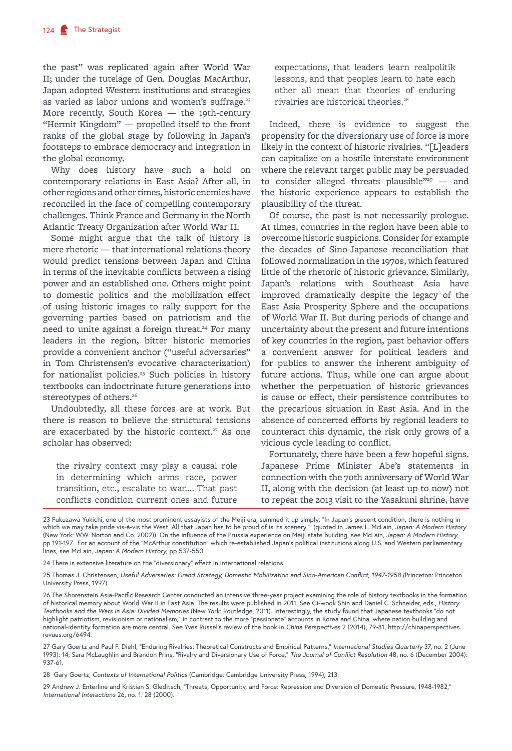the past" was replicated again after World War II; under the tutelage of Gen. Douglas MacArthur, Japan adopted Western institutions and strategies as varied as labor unions and women's suffrage.[23] More recently, South Korea — the 19th-century "Hermit Kingdom" — propelled itself to the front ranks of the global stage by following in Japan's footsteps to embrace democracy and integration in the global economy.

Why does history have such a hold on contemporary relations in East Asia? After all, in other regions and other times, historic enemies have reconciled in the face of compelling contemporary challenges. Think France and Germany in the North Atlantic Treaty Organization after World War II.

Some might argue that the talk of history is mere rhetoric — that international relations theory would predict tensions between Japan and China in terms of the inevitable conflicts between a rising power and an established one. Others might point to domestic politics and the mobilization effect of using historic images to rally support for the governing parties based on patriotism and the need to unite against a foreign threat.[24] For many leaders in the region, bitter historic memories provide a convenient anchor ("useful adversaries" in Tom Christensen's evocative characterization) for nationalist policies.[25] Such policies in history textbooks can indoctrinate future generations into stereotypes of others.[26]

Undoubtedly, all these forces are at work. But there is reason to believe the structural tensions are exacerbated by the historic context.[27] As one scholar has observed:

> the rivalry context may play a causal role in determining which arms race, power transition, etc., escalate to war.... That past conflicts condition current ones and future expectations, that leaders learn realpolitik lessons, and that peoples learn to hate each other all mean that theories of enduring rivalries are historical theories.[28]

Indeed, there is evidence to suggest the propensity for the diversionary use of force is more likely in the context of historic rivalries. "[L]eaders can capitalize on a hostile interstate environment where the relevant target public may be persuaded to consider alleged threats plausible"[29] — and the historic experience appears to establish the plausibility of the threat.

Of course, the past is not necessarily prologue. At times, countries in the region have been able to overcome historic suspicions. Consider for example the decades of Sino-Japanese reconciliation that followed normalization in the 1970s, which featured little of the rhetoric of historic grievance. Similarly, Japan's relations with Southeast Asia have improved dramatically despite the legacy of the East Asia Prosperity Sphere and the occupations of World War II. But during periods of change and uncertainty about the present and future intentions of key countries in the region, past behavior offers a convenient answer for political leaders and for publics to answer the inherent ambiguity of future actions. Thus, while one can argue about whether the perpetuation of historic grievances is cause or effect, their persistence contributes to the precarious situation in East Asia. And in the absence of concerted efforts by regional leaders to counteract this dynamic, the risk only grows of a vicious cycle leading to conflict.

Fortunately, there have been a few hopeful signs. Japanese Prime Minister Abe's statements in connection with the 70th anniversary of World War II, along with the decision (at least up to now) not to repeat the 2013 visit to the Yasakuni shrine, have

---

23 Fukuzawa Yukichi, one of the most prominent essayists of the Meiji era, summed it up simply: "In Japan's present condition, there is nothing in which we may take pride vis-à-vis the West. All that Japan has to be proud of is its scenery." (quoted in James L. McLain, *Japan: A Modern History* (New York: WW. Norton and Co. 2002)). On the influence of the Prussia experience on Meiji state building, see McLain, *Japan: A Modern History*, pp 191-197. For an account of the "McArthur constitution" which re-established Japan's political institutions along U.S. and Western parliamentary lines, see McLain, *Japan: A Modern History*, pp 537-550.

24 There is extensive literature on the "diversionary" effect in international relations.

25 Thomas J. Christensen, *Useful Adversaries: Grand Strategy, Domestic Mobilization and Sino-American Conflict, 1947-1958 (*Princeton: Princeton University Press, 1997).

26 The Shorenstein Asia-Pacific Research Center conducted an intensive three-year project examining the role of history textbooks in the formation of historical memory about World War II in East Asia. The results were published in 2011. See Gi-wook Shin and Daniel C. Schneider, eds., *History Textbooks and the Wars in Asia: Divided Memories* (New York: Routledge, 2011). Interestingly, the study found that Japanese textbooks "do not highlight patriotism, revisionism or nationalism," in contrast to the more "passionate" accounts in Korea and China, where nation building and national-identity formation are more central. See Yves Russel's review of the book in *China Perspectives* 2 (2014), 79-81, http://chinaperspectives.revues.org/6494.

27 Gary Goertz and Paul F. Diehl, "Enduring Rivalries: Theoretical Constructs and Empirical Patterns," *International Studies Quarterly* 37, no. 2 (June 1993): 14; Sara McLaughlin and Brandon Prins, "Rivalry and Diversionary Use of Force," *The Journal of Conflict Resolution* 48, no. 6 (December 2004): 937-61.

28 Gary Goertz, *Contexts of International Politics* (Cambridge: Cambridge University Press, 1994), 213.

29 Andrew J. Enterline and Kristian S. Gleditsch, "Threats, Opportunity, and Force: Repression and Diversion of Domestic Pressure, 1948-1982," *International Interactions* 26, no. 1. 28 (2000).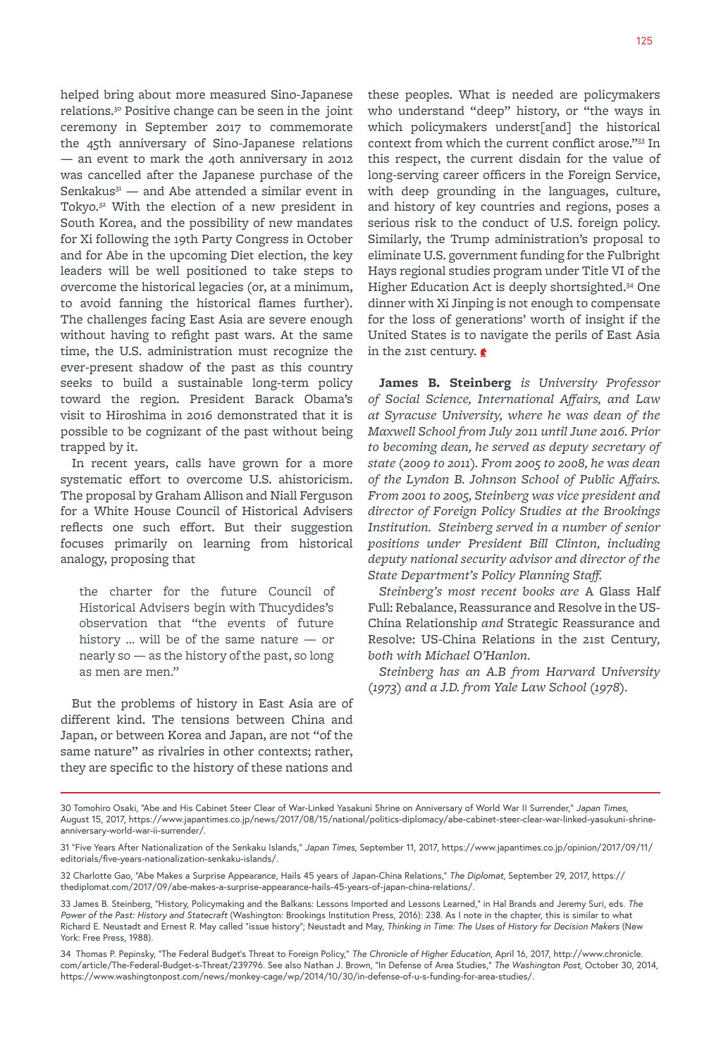helped bring about more measured Sino-Japanese relations.[30] Positive change can be seen in the joint ceremony in September 2017 to commemorate the 45th anniversary of Sino-Japanese relations — an event to mark the 40th anniversary in 2012 was cancelled after the Japanese purchase of the Senkakus[31] — and Abe attended a similar event in Tokyo.[32] With the election of a new president in South Korea, and the possibility of new mandates for Xi following the 19th Party Congress in October and for Abe in the upcoming Diet election, the key leaders will be well positioned to take steps to overcome the historical legacies (or, at a minimum, to avoid fanning the historical flames further). The challenges facing East Asia are severe enough without having to refight past wars. At the same time, the U.S. administration must recognize the ever-present shadow of the past as this country seeks to build a sustainable long-term policy toward the region. President Barack Obama's visit to Hiroshima in 2016 demonstrated that it is possible to be cognizant of the past without being trapped by it.

In recent years, calls have grown for a more systematic effort to overcome U.S. ahistoricism. The proposal by Graham Allison and Niall Ferguson for a White House Council of Historical Advisers reflects one such effort. But their suggestion focuses primarily on learning from historical analogy, proposing that

> the charter for the future Council of Historical Advisers begin with Thucydides's observation that "the events of future history … will be of the same nature — or nearly so — as the history of the past, so long as men are men."

But the problems of history in East Asia are of different kind. The tensions between China and Japan, or between Korea and Japan, are not "of the same nature" as rivalries in other contexts; rather, they are specific to the history of these nations and these peoples. What is needed are policymakers who understand "deep" history, or "the ways in which policymakers underst[and] the historical context from which the current conflict arose."[33] In this respect, the current disdain for the value of long-serving career officers in the Foreign Service, with deep grounding in the languages, culture, and history of key countries and regions, poses a serious risk to the conduct of U.S. foreign policy. Similarly, the Trump administration's proposal to eliminate U.S. government funding for the Fulbright Hays regional studies program under Title VI of the Higher Education Act is deeply shortsighted.[34] One dinner with Xi Jinping is not enough to compensate for the loss of generations' worth of insight if the United States is to navigate the perils of East Asia in the 21st century.

**James B. Steinberg** *is University Professor of Social Science, International Affairs, and Law at Syracuse University, where he was dean of the Maxwell School from July 2011 until June 2016. Prior to becoming dean, he served as deputy secretary of state (2009 to 2011). From 2005 to 2008, he was dean of the Lyndon B. Johnson School of Public Affairs. From 2001 to 2005, Steinberg was vice president and director of Foreign Policy Studies at the Brookings Institution. Steinberg served in a number of senior positions under President Bill Clinton, including deputy national security advisor and director of the State Department's Policy Planning Staff.*

*Steinberg's most recent books are* A Glass Half Full: Rebalance, Reassurance and Resolve in the US-China Relationship *and* Strategic Reassurance and Resolve: US-China Relations in the 21st Century, *both with Michael O'Hanlon.*

*Steinberg has an A.B from Harvard University (1973) and a J.D. from Yale Law School (1978).*

---

30 Tomohiro Osaki, "Abe and His Cabinet Steer Clear of War-Linked Yasakuni Shrine on Anniversary of World War II Surrender," *Japan Times*, August 15, 2017, https://www.japantimes.co.jp/news/2017/08/15/national/politics-diplomacy/abe-cabinet-steer-clear-war-linked-yasukuni-shrine-anniversary-world-war-ii-surrender/.

31 "Five Years After Nationalization of the Senkaku Islands," *Japan Times*, September 11, 2017, https://www.japantimes.co.jp/opinion/2017/09/11/editorials/five-years-nationalization-senkaku-islands/.

32 Charlotte Gao, "Abe Makes a Surprise Appearance, Hails 45 years of Japan-China Relations," *The Diplomat*, September 29, 2017, https://thediplomat.com/2017/09/abe-makes-a-surprise-appearance-hails-45-years-of-japan-china-relations/.

33 James B. Steinberg, "History, Policymaking and the Balkans: Lessons Imported and Lessons Learned," in Hal Brands and Jeremy Suri, eds. *The Power of the Past: History and Statecraft* (Washington: Brookings Institution Press, 2016): 238. As I note in the chapter, this is similar to what Richard E. Neustadt and Ernest R. May called "issue history"; Neustadt and May, *Thinking in Time: The Uses of History for Decision Makers* (New York: Free Press, 1988).

34 Thomas P. Pepinsky, "The Federal Budget's Threat to Foreign Policy," *The Chronicle of Higher Education*, April 16, 2017, http://www.chronicle.com/article/The-Federal-Budget-s-Threat/239796. See also Nathan J. Brown, "In Defense of Area Studies," *The Washington Post*, October 30, 2014, https://www.washingtonpost.com/news/monkey-cage/wp/2014/10/30/in-defense-of-u-s-funding-for-area-studies/.